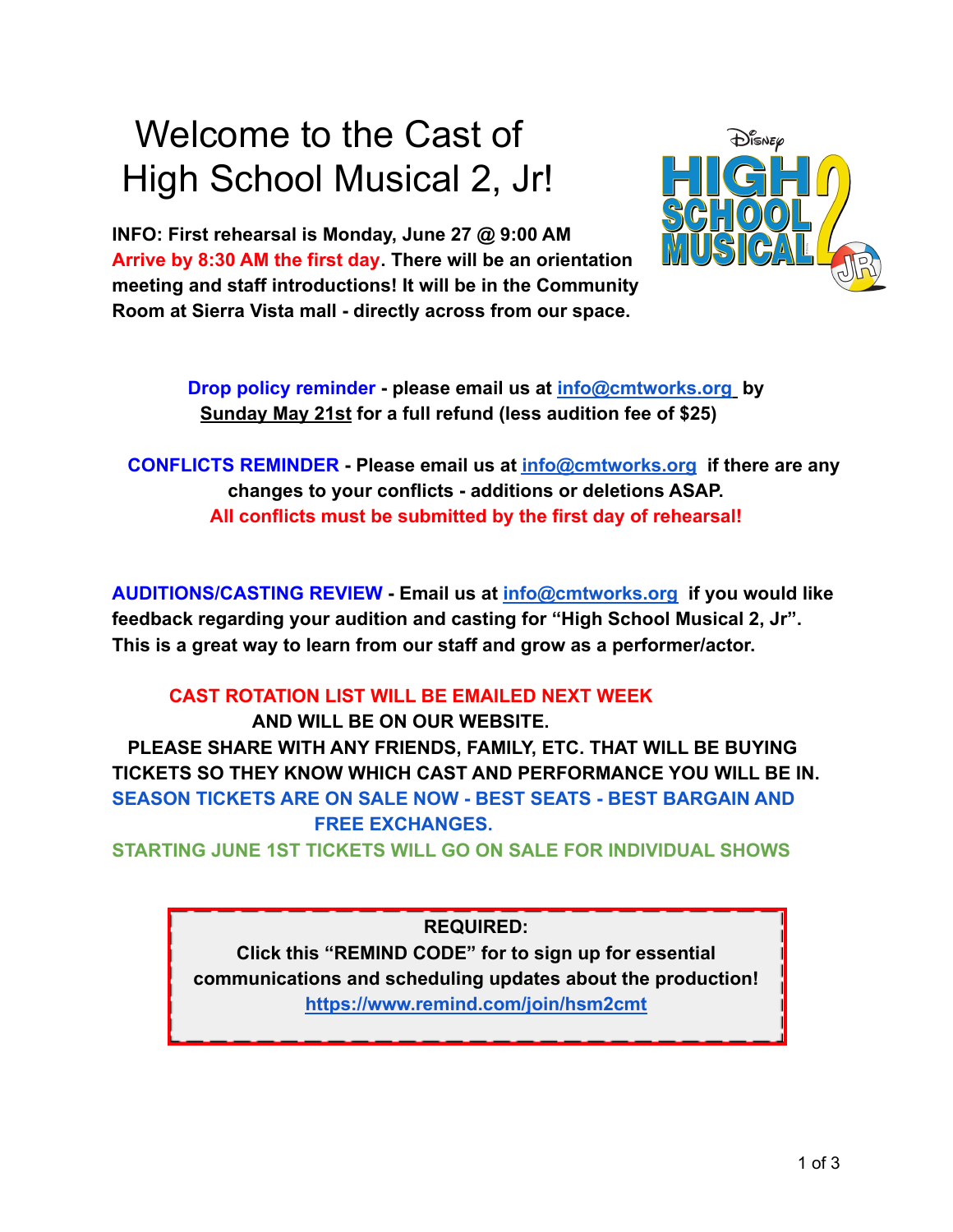# Welcome to the Cast of High School Musical 2, Jr!

**INFO: First rehearsal is Monday, June 27 @ 9:00 AM**
**Arrive by 8:30 AM the first day. There will be an orientation meeting and staff introductions! It will be in the Community Room at Sierra Vista mall - directly across from our space.**

**Drop policy reminder - please email us at info@cmtworks.org by Sunday May 21st for a full refund (less audition fee of $25)**

**CONFLICTS REMINDER - Please email us at info@cmtworks.org if there are any changes to your conflicts - additions or deletions ASAP.**
**All conflicts must be submitted by the first day of rehearsal!**

**AUDITIONS/CASTING REVIEW - Email us at info@cmtworks.org if you would like feedback regarding your audition and casting for "High School Musical 2, Jr". This is a great way to learn from our staff and grow as a performer/actor.**

**CAST ROTATION LIST WILL BE EMAILED NEXT WEEK AND WILL BE ON OUR WEBSITE.**
**PLEASE SHARE WITH ANY FRIENDS, FAMILY, ETC. THAT WILL BE BUYING TICKETS SO THEY KNOW WHICH CAST AND PERFORMANCE YOU WILL BE IN.**
**SEASON TICKETS ARE ON SALE NOW - BEST SEATS - BEST BARGAIN AND FREE EXCHANGES.**
**STARTING JUNE 1ST TICKETS WILL GO ON SALE FOR INDIVIDUAL SHOWS**

**REQUIRED:**
**Click this "REMIND CODE" for to sign up for essential communications and scheduling updates about the production!**
**https://www.remind.com/join/hsm2cmt**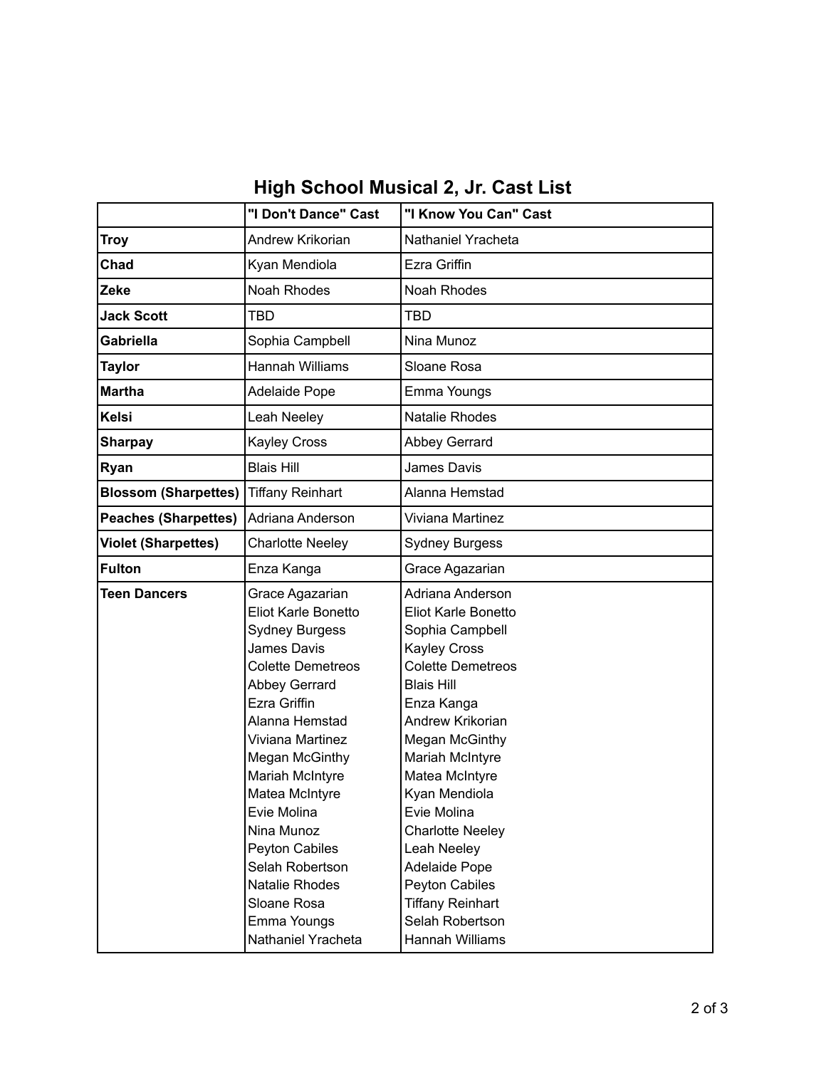# High School Musical 2, Jr. Cast List

| | "I Don't Dance" Cast | "I Know You Can" Cast |
|---|---|---|
| **Troy** | Andrew Krikorian | Nathaniel Yracheta |
| **Chad** | Kyan Mendiola | Ezra Griffin |
| **Zeke** | Noah Rhodes | Noah Rhodes |
| **Jack Scott** | TBD | TBD |
| **Gabriella** | Sophia Campbell | Nina Munoz |
| **Taylor** | Hannah Williams | Sloane Rosa |
| **Martha** | Adelaide Pope | Emma Youngs |
| **Kelsi** | Leah Neeley | Natalie Rhodes |
| **Sharpay** | Kayley Cross | Abbey Gerrard |
| **Ryan** | Blais Hill | James Davis |
| **Blossom (Sharpettes)** | Tiffany Reinhart | Alanna Hemstad |
| **Peaches (Sharpettes)** | Adriana Anderson | Viviana Martinez |
| **Violet (Sharpettes)** | Charlotte Neeley | Sydney Burgess |
| **Fulton** | Enza Kanga | Grace Agazarian |
| **Teen Dancers** | Grace Agazarian<br>Eliot Karle Bonetto<br>Sydney Burgess<br>James Davis<br>Colette Demetreos<br>Abbey Gerrard<br>Ezra Griffin<br>Alanna Hemstad<br>Viviana Martinez<br>Megan McGinthy<br>Mariah McIntyre<br>Matea McIntyre<br>Evie Molina<br>Nina Munoz<br>Peyton Cabiles<br>Selah Robertson<br>Natalie Rhodes<br>Sloane Rosa<br>Emma Youngs<br>Nathaniel Yracheta | Adriana Anderson<br>Eliot Karle Bonetto<br>Sophia Campbell<br>Kayley Cross<br>Colette Demetreos<br>Blais Hill<br>Enza Kanga<br>Andrew Krikorian<br>Megan McGinthy<br>Mariah McIntyre<br>Matea McIntyre<br>Kyan Mendiola<br>Evie Molina<br>Charlotte Neeley<br>Leah Neeley<br>Adelaide Pope<br>Peyton Cabiles<br>Tiffany Reinhart<br>Selah Robertson<br>Hannah Williams |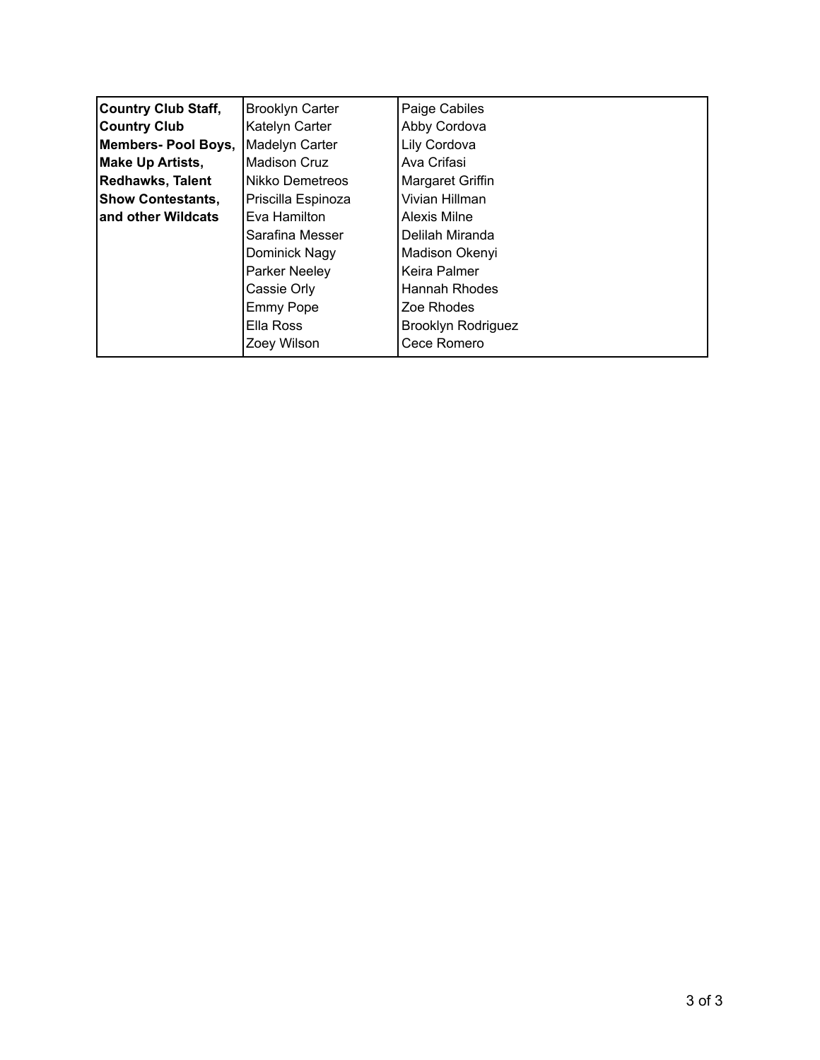| | | |
|---|---|---|
| **Country Club Staff, Country Club Members- Pool Boys, Make Up Artists, Redhawks, Talent Show Contestants, and other Wildcats** | Brooklyn Carter | Paige Cabiles |
| | Katelyn Carter | Abby Cordova |
| | Madelyn Carter | Lily Cordova |
| | Madison Cruz | Ava Crifasi |
| | Nikko Demetreos | Margaret Griffin |
| | Priscilla Espinoza | Vivian Hillman |
| | Eva Hamilton | Alexis Milne |
| | Sarafina Messer | Delilah Miranda |
| | Dominick Nagy | Madison Okenyi |
| | Parker Neeley | Keira Palmer |
| | Cassie Orly | Hannah Rhodes |
| | Emmy Pope | Zoe Rhodes |
| | Ella Ross | Brooklyn Rodriguez |
| | Zoey Wilson | Cece Romero |